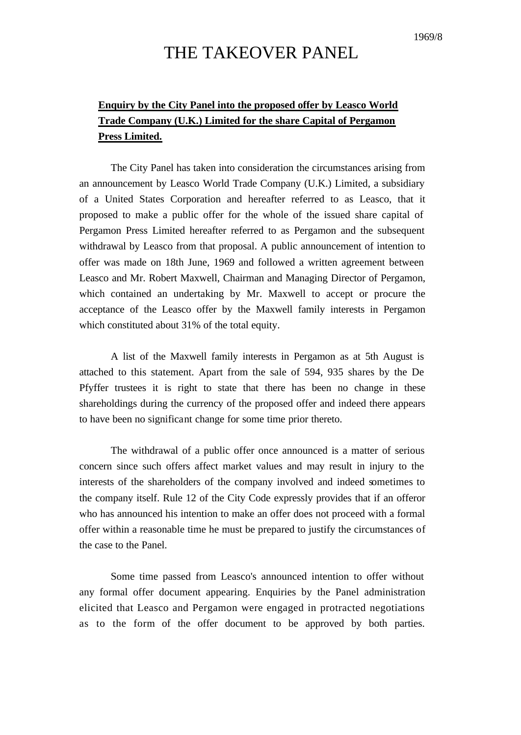1969/8

# THE TAKEOVER PANEL

**Enquiry by the City Panel into the proposed offer by Leasco World Trade Company (U.K.) Limited for the share Capital of Pergamon Press Limited.**

The City Panel has taken into consideration the circumstances arising from an announcement by Leasco World Trade Company (U.K.) Limited, a subsidiary of a United States Corporation and hereafter referred to as Leasco, that it proposed to make a public offer for the whole of the issued share capital of Pergamon Press Limited hereafter referred to as Pergamon and the subsequent withdrawal by Leasco from that proposal. A public announcement of intention to offer was made on 18th June, 1969 and followed a written agreement between Leasco and Mr. Robert Maxwell, Chairman and Managing Director of Pergamon, which contained an undertaking by Mr. Maxwell to accept or procure the acceptance of the Leasco offer by the Maxwell family interests in Pergamon which constituted about 31% of the total equity.

A list of the Maxwell family interests in Pergamon as at 5th August is attached to this statement. Apart from the sale of 594, 935 shares by the De Pfyffer trustees it is right to state that there has been no change in these shareholdings during the currency of the proposed offer and indeed there appears to have been no significant change for some time prior thereto.

The withdrawal of a public offer once announced is a matter of serious concern since such offers affect market values and may result in injury to the interests of the shareholders of the company involved and indeed sometimes to the company itself. Rule 12 of the City Code expressly provides that if an offeror who has announced his intention to make an offer does not proceed with a formal offer within a reasonable time he must be prepared to justify the circumstances of the case to the Panel.

Some time passed from Leasco's announced intention to offer without any formal offer document appearing. Enquiries by the Panel administration elicited that Leasco and Pergamon were engaged in protracted negotiations as to the form of the offer document to be approved by both parties.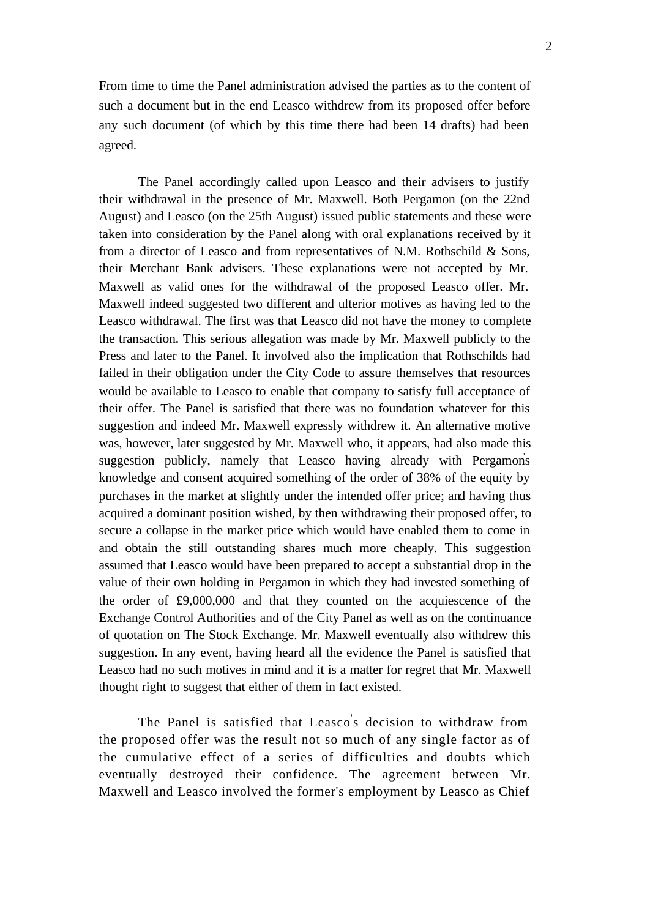From time to time the Panel administration advised the parties as to the content of such a document but in the end Leasco withdrew from its proposed offer before any such document (of which by this time there had been 14 drafts) had been agreed.

The Panel accordingly called upon Leasco and their advisers to justify their withdrawal in the presence of Mr. Maxwell. Both Pergamon (on the 22nd August) and Leasco (on the 25th August) issued public statements and these were taken into consideration by the Panel along with oral explanations received by it from a director of Leasco and from representatives of N.M. Rothschild & Sons, their Merchant Bank advisers. These explanations were not accepted by Mr. Maxwell as valid ones for the withdrawal of the proposed Leasco offer. Mr. Maxwell indeed suggested two different and ulterior motives as having led to the Leasco withdrawal. The first was that Leasco did not have the money to complete the transaction. This serious allegation was made by Mr. Maxwell publicly to the Press and later to the Panel. It involved also the implication that Rothschilds had failed in their obligation under the City Code to assure themselves that resources would be available to Leasco to enable that company to satisfy full acceptance of their offer. The Panel is satisfied that there was no foundation whatever for this suggestion and indeed Mr. Maxwell expressly withdrew it. An alternative motive was, however, later suggested by Mr. Maxwell who, it appears, had also made this suggestion publicly, namely that Leasco having already with Pergamon's knowledge and consent acquired something of the order of 38% of the equity by purchases in the market at slightly under the intended offer price; and having thus acquired a dominant position wished, by then withdrawing their proposed offer, to secure a collapse in the market price which would have enabled them to come in and obtain the still outstanding shares much more cheaply. This suggestion assumed that Leasco would have been prepared to accept a substantial drop in the value of their own holding in Pergamon in which they had invested something of the order of £9,000,000 and that they counted on the acquiescence of the Exchange Control Authorities and of the City Panel as well as on the continuance of quotation on The Stock Exchange. Mr. Maxwell eventually also withdrew this suggestion. In any event, having heard all the evidence the Panel is satisfied that Leasco had no such motives in mind and it is a matter for regret that Mr. Maxwell thought right to suggest that either of them in fact existed.

The Panel is satisfied that Leasco's decision to withdraw from the proposed offer was the result not so much of any single factor as of the cumulative effect of a series of difficulties and doubts which eventually destroyed their confidence. The agreement between Mr. Maxwell and Leasco involved the former's employment by Leasco as Chief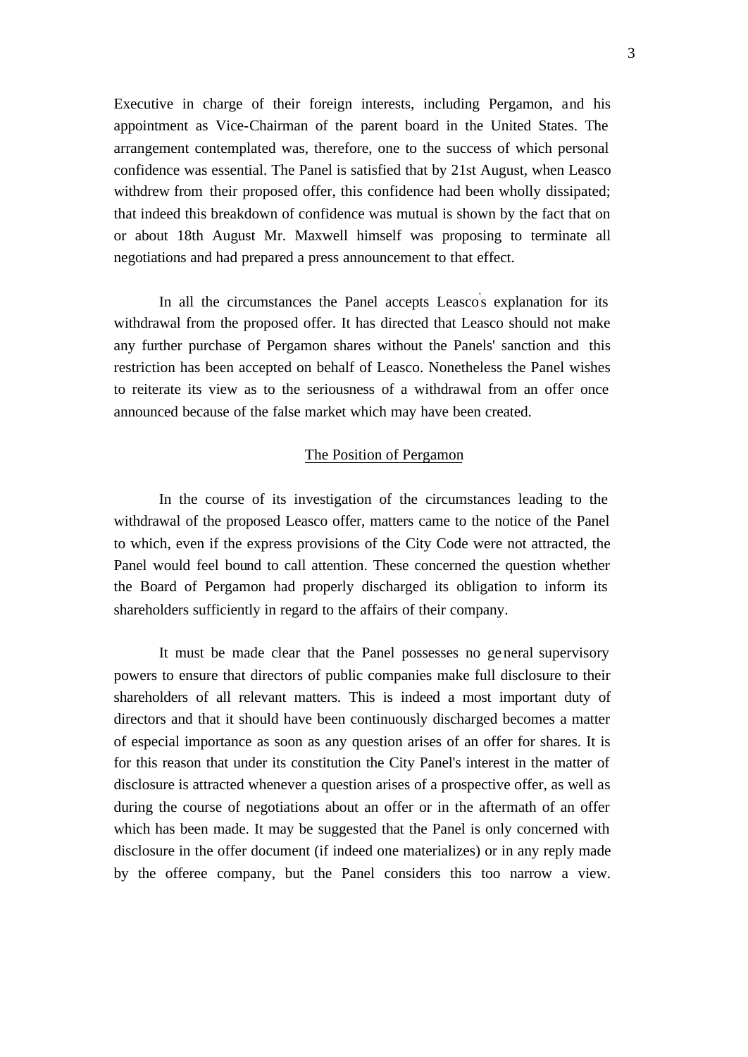Executive in charge of their foreign interests, including Pergamon, and his appointment as Vice-Chairman of the parent board in the United States. The arrangement contemplated was, therefore, one to the success of which personal confidence was essential. The Panel is satisfied that by 21st August, when Leasco withdrew from their proposed offer, this confidence had been wholly dissipated; that indeed this breakdown of confidence was mutual is shown by the fact that on or about 18th August Mr. Maxwell himself was proposing to terminate all negotiations and had prepared a press announcement to that effect.

In all the circumstances the Panel accepts Leasco's explanation for its withdrawal from the proposed offer. It has directed that Leasco should not make any further purchase of Pergamon shares without the Panels' sanction and this restriction has been accepted on behalf of Leasco. Nonetheless the Panel wishes to reiterate its view as to the seriousness of a withdrawal from an offer once announced because of the false market which may have been created.

## The Position of Pergamon

In the course of its investigation of the circumstances leading to the withdrawal of the proposed Leasco offer, matters came to the notice of the Panel to which, even if the express provisions of the City Code were not attracted, the Panel would feel bound to call attention. These concerned the question whether the Board of Pergamon had properly discharged its obligation to inform its shareholders sufficiently in regard to the affairs of their company.

It must be made clear that the Panel possesses no general supervisory powers to ensure that directors of public companies make full disclosure to their shareholders of all relevant matters. This is indeed a most important duty of directors and that it should have been continuously discharged becomes a matter of especial importance as soon as any question arises of an offer for shares. It is for this reason that under its constitution the City Panel's interest in the matter of disclosure is attracted whenever a question arises of a prospective offer, as well as during the course of negotiations about an offer or in the aftermath of an offer which has been made. It may be suggested that the Panel is only concerned with disclosure in the offer document (if indeed one materializes) or in any reply made by the offeree company, but the Panel considers this too narrow a view.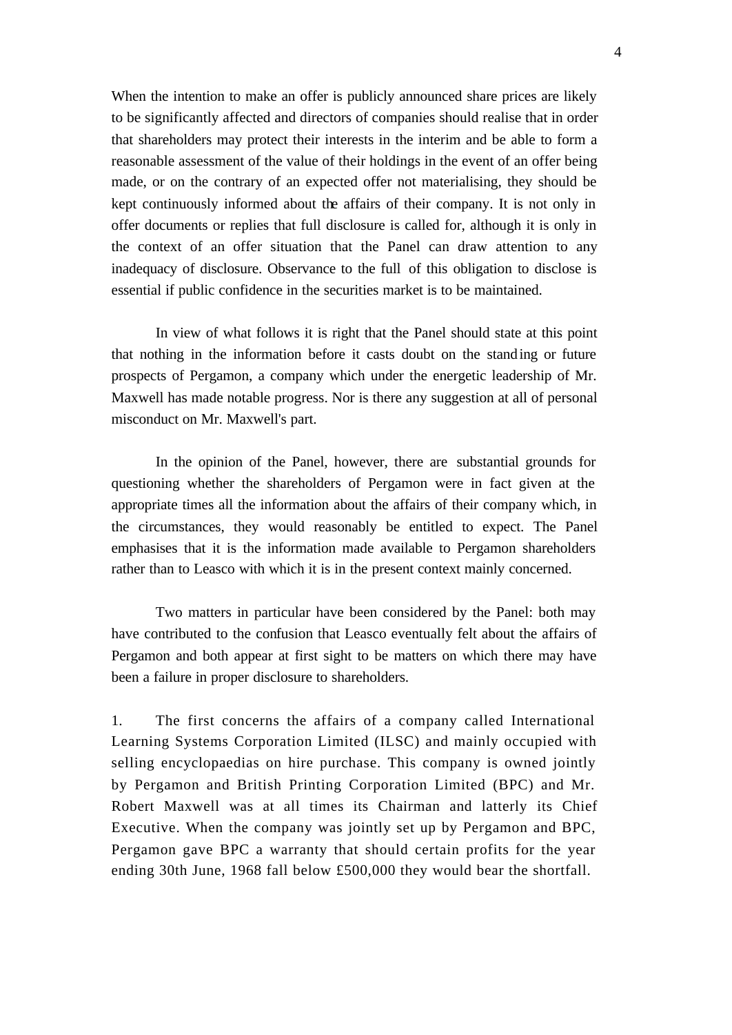When the intention to make an offer is publicly announced share prices are likely to be significantly affected and directors of companies should realise that in order that shareholders may protect their interests in the interim and be able to form a reasonable assessment of the value of their holdings in the event of an offer being made, or on the contrary of an expected offer not materialising, they should be kept continuously informed about the affairs of their company. It is not only in offer documents or replies that full disclosure is called for, although it is only in the context of an offer situation that the Panel can draw attention to any inadequacy of disclosure. Observance to the full of this obligation to disclose is essential if public confidence in the securities market is to be maintained.

In view of what follows it is right that the Panel should state at this point that nothing in the information before it casts doubt on the standing or future prospects of Pergamon, a company which under the energetic leadership of Mr. Maxwell has made notable progress. Nor is there any suggestion at all of personal misconduct on Mr. Maxwell's part.

In the opinion of the Panel, however, there are substantial grounds for questioning whether the shareholders of Pergamon were in fact given at the appropriate times all the information about the affairs of their company which, in the circumstances, they would reasonably be entitled to expect. The Panel emphasises that it is the information made available to Pergamon shareholders rather than to Leasco with which it is in the present context mainly concerned.

Two matters in particular have been considered by the Panel: both may have contributed to the confusion that Leasco eventually felt about the affairs of Pergamon and both appear at first sight to be matters on which there may have been a failure in proper disclosure to shareholders.

1. The first concerns the affairs of a company called International Learning Systems Corporation Limited (ILSC) and mainly occupied with selling encyclopaedias on hire purchase. This company is owned jointly by Pergamon and British Printing Corporation Limited (BPC) and Mr. Robert Maxwell was at all times its Chairman and latterly its Chief Executive. When the company was jointly set up by Pergamon and BPC, Pergamon gave BPC a warranty that should certain profits for the year ending 30th June, 1968 fall below £500,000 they would bear the shortfall.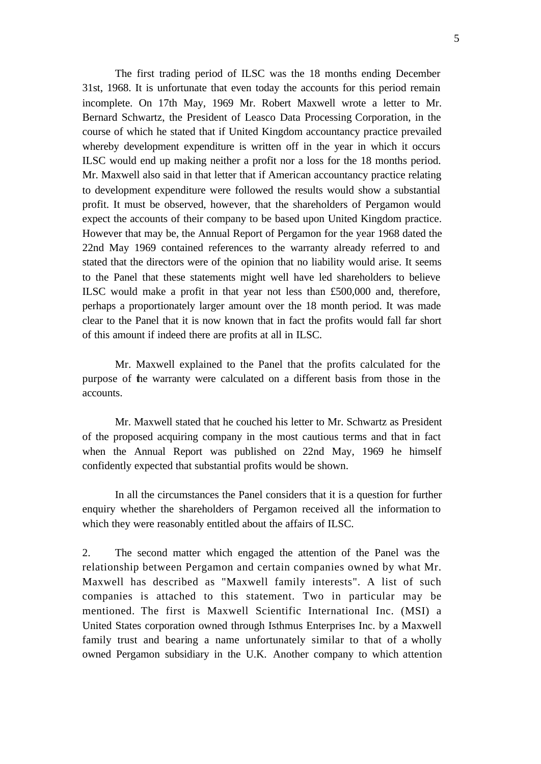The first trading period of ILSC was the 18 months ending December 31st, 1968. It is unfortunate that even today the accounts for this period remain incomplete. On 17th May, 1969 Mr. Robert Maxwell wrote a letter to Mr. Bernard Schwartz, the President of Leasco Data Processing Corporation, in the course of which he stated that if United Kingdom accountancy practice prevailed whereby development expenditure is written off in the year in which it occurs ILSC would end up making neither a profit nor a loss for the 18 months period. Mr. Maxwell also said in that letter that if American accountancy practice relating to development expenditure were followed the results would show a substantial profit. It must be observed, however, that the shareholders of Pergamon would expect the accounts of their company to be based upon United Kingdom practice. However that may be, the Annual Report of Pergamon for the year 1968 dated the 22nd May 1969 contained references to the warranty already referred to and stated that the directors were of the opinion that no liability would arise. It seems to the Panel that these statements might well have led shareholders to believe ILSC would make a profit in that year not less than £500,000 and, therefore, perhaps a proportionately larger amount over the 18 month period. It was made clear to the Panel that it is now known that in fact the profits would fall far short of this amount if indeed there are profits at all in ILSC.

Mr. Maxwell explained to the Panel that the profits calculated for the purpose of the warranty were calculated on a different basis from those in the accounts.

Mr. Maxwell stated that he couched his letter to Mr. Schwartz as President of the proposed acquiring company in the most cautious terms and that in fact when the Annual Report was published on 22nd May, 1969 he himself confidently expected that substantial profits would be shown.

In all the circumstances the Panel considers that it is a question for further enquiry whether the shareholders of Pergamon received all the information to which they were reasonably entitled about the affairs of ILSC.

2. The second matter which engaged the attention of the Panel was the relationship between Pergamon and certain companies owned by what Mr. Maxwell has described as "Maxwell family interests". A list of such companies is attached to this statement. Two in particular may be mentioned. The first is Maxwell Scientific International Inc. (MSI) a United States corporation owned through Isthmus Enterprises Inc. by a Maxwell family trust and bearing a name unfortunately similar to that of a wholly owned Pergamon subsidiary in the U.K. Another company to which attention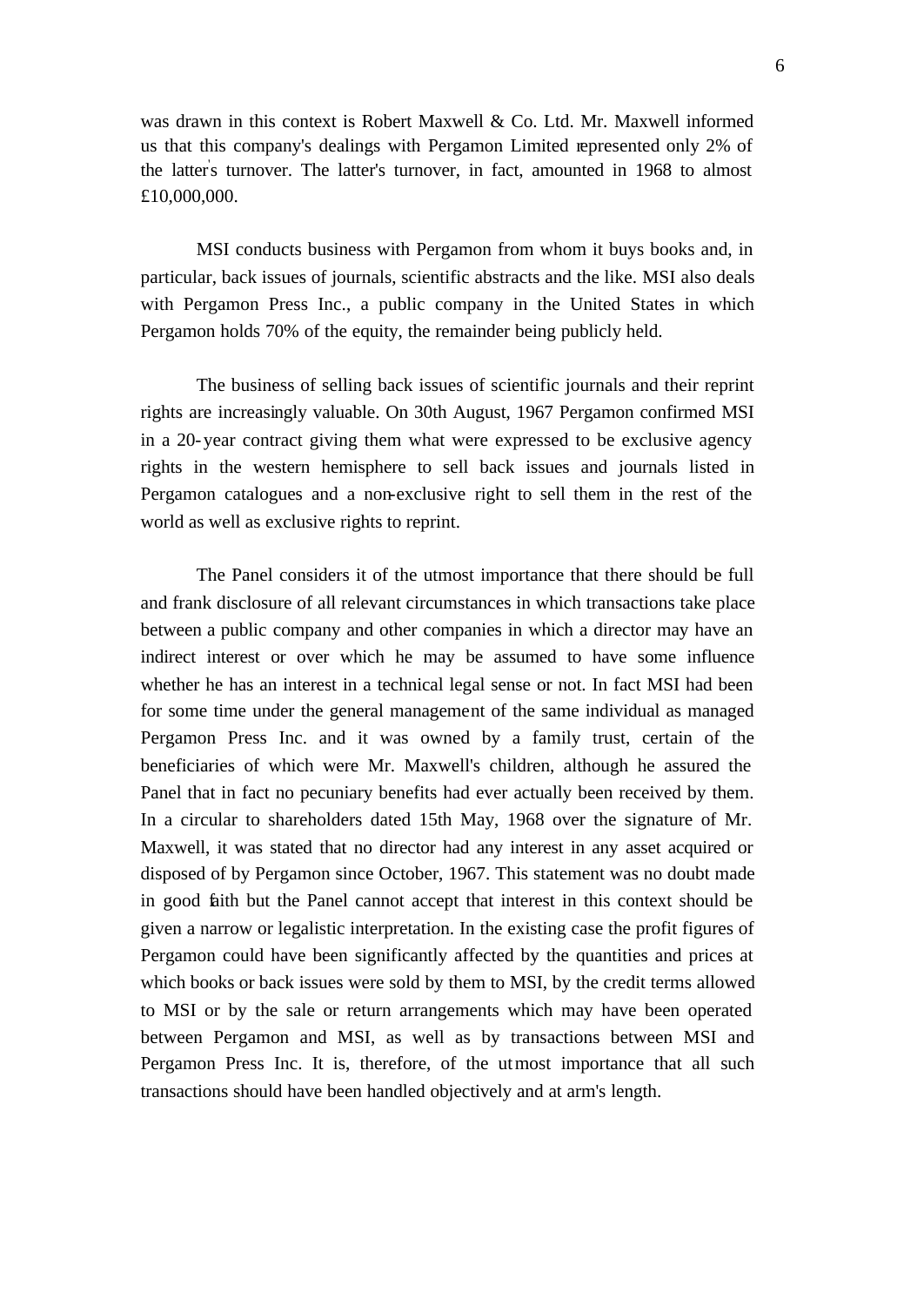was drawn in this context is Robert Maxwell & Co. Ltd. Mr. Maxwell informed us that this company's dealings with Pergamon Limited represented only 2% of the latter's turnover. The latter's turnover, in fact, amounted in 1968 to almost £10,000,000.

MSI conducts business with Pergamon from whom it buys books and, in particular, back issues of journals, scientific abstracts and the like. MSI also deals with Pergamon Press Inc., a public company in the United States in which Pergamon holds 70% of the equity, the remainder being publicly held.

The business of selling back issues of scientific journals and their reprint rights are increasingly valuable. On 30th August, 1967 Pergamon confirmed MSI in a 20-year contract giving them what were expressed to be exclusive agency rights in the western hemisphere to sell back issues and journals listed in Pergamon catalogues and a non-exclusive right to sell them in the rest of the world as well as exclusive rights to reprint.

The Panel considers it of the utmost importance that there should be full and frank disclosure of all relevant circumstances in which transactions take place between a public company and other companies in which a director may have an indirect interest or over which he may be assumed to have some influence whether he has an interest in a technical legal sense or not. In fact MSI had been for some time under the general management of the same individual as managed Pergamon Press Inc. and it was owned by a family trust, certain of the beneficiaries of which were Mr. Maxwell's children, although he assured the Panel that in fact no pecuniary benefits had ever actually been received by them. In a circular to shareholders dated 15th May, 1968 over the signature of Mr. Maxwell, it was stated that no director had any interest in any asset acquired or disposed of by Pergamon since October, 1967. This statement was no doubt made in good faith but the Panel cannot accept that interest in this context should be given a narrow or legalistic interpretation. In the existing case the profit figures of Pergamon could have been significantly affected by the quantities and prices at which books or back issues were sold by them to MSI, by the credit terms allowed to MSI or by the sale or return arrangements which may have been operated between Pergamon and MSI, as well as by transactions between MSI and Pergamon Press Inc. It is, therefore, of the utmost importance that all such transactions should have been handled objectively and at arm's length.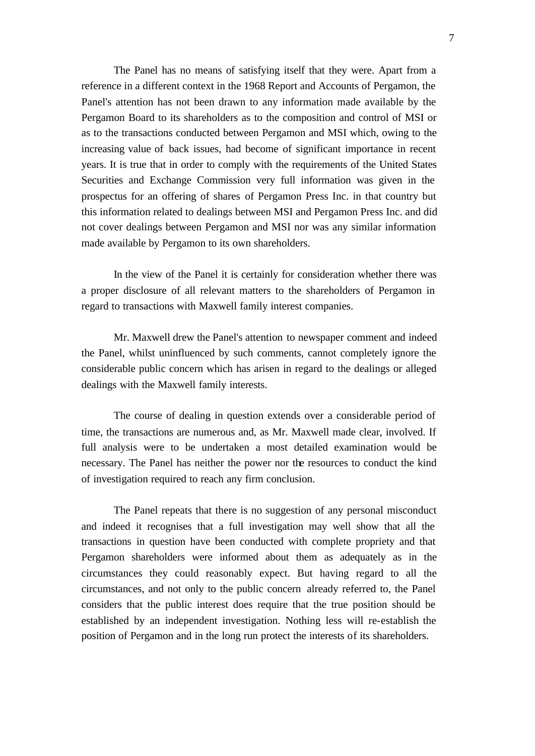The Panel has no means of satisfying itself that they were. Apart from a reference in a different context in the 1968 Report and Accounts of Pergamon, the Panel's attention has not been drawn to any information made available by the Pergamon Board to its shareholders as to the composition and control of MSI or as to the transactions conducted between Pergamon and MSI which, owing to the increasing value of back issues, had become of significant importance in recent years. It is true that in order to comply with the requirements of the United States Securities and Exchange Commission very full information was given in the prospectus for an offering of shares of Pergamon Press Inc. in that country but this information related to dealings between MSI and Pergamon Press Inc. and did not cover dealings between Pergamon and MSI nor was any similar information made available by Pergamon to its own shareholders.

In the view of the Panel it is certainly for consideration whether there was a proper disclosure of all relevant matters to the shareholders of Pergamon in regard to transactions with Maxwell family interest companies.

Mr. Maxwell drew the Panel's attention to newspaper comment and indeed the Panel, whilst uninfluenced by such comments, cannot completely ignore the considerable public concern which has arisen in regard to the dealings or alleged dealings with the Maxwell family interests.

The course of dealing in question extends over a considerable period of time, the transactions are numerous and, as Mr. Maxwell made clear, involved. If full analysis were to be undertaken a most detailed examination would be necessary. The Panel has neither the power nor the resources to conduct the kind of investigation required to reach any firm conclusion.

The Panel repeats that there is no suggestion of any personal misconduct and indeed it recognises that a full investigation may well show that all the transactions in question have been conducted with complete propriety and that Pergamon shareholders were informed about them as adequately as in the circumstances they could reasonably expect. But having regard to all the circumstances, and not only to the public concern already referred to, the Panel considers that the public interest does require that the true position should be established by an independent investigation. Nothing less will re-establish the position of Pergamon and in the long run protect the interests of its shareholders.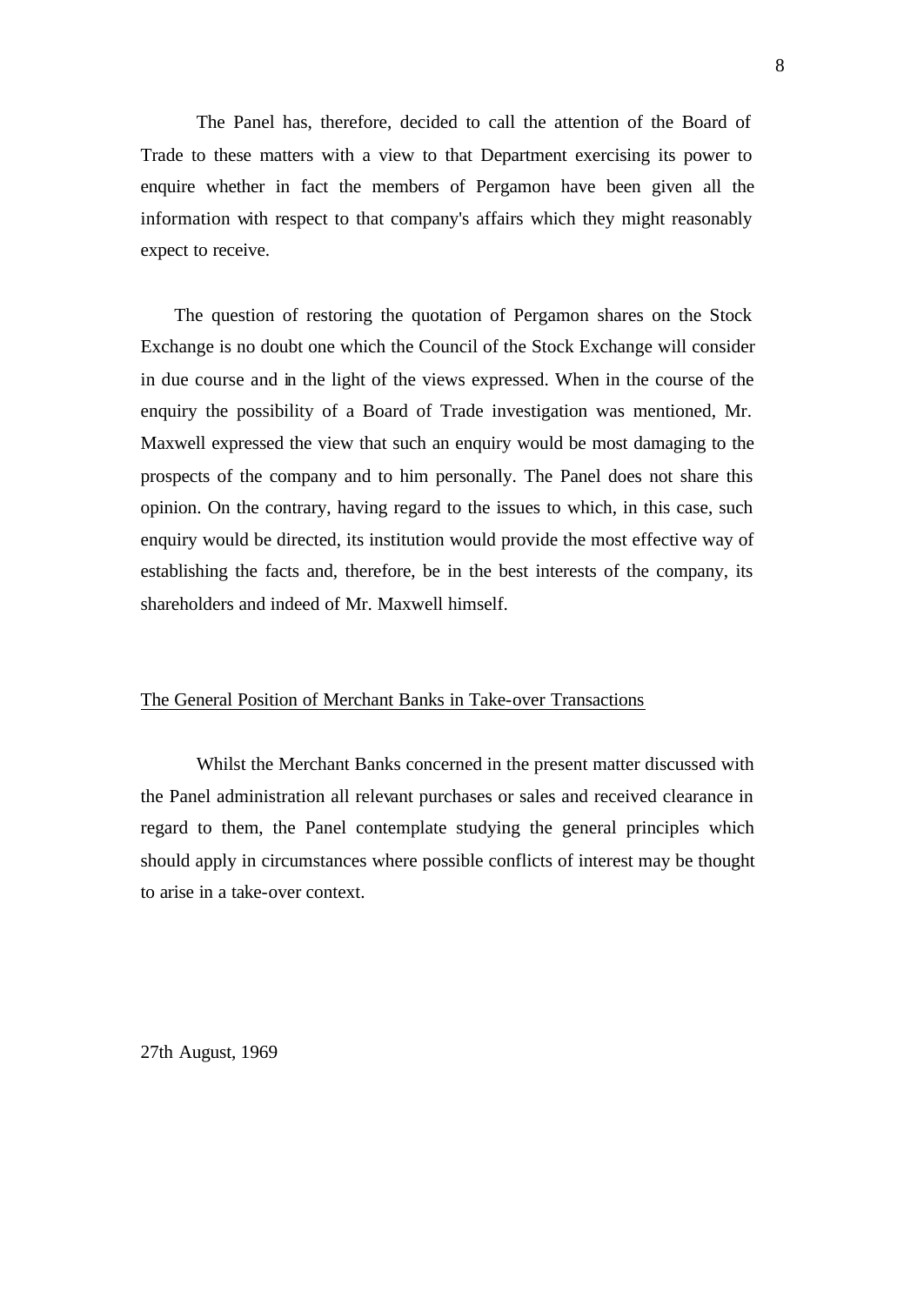The Panel has, therefore, decided to call the attention of the Board of Trade to these matters with a view to that Department exercising its power to enquire whether in fact the members of Pergamon have been given all the information with respect to that company's affairs which they might reasonably expect to receive.

The question of restoring the quotation of Pergamon shares on the Stock Exchange is no doubt one which the Council of the Stock Exchange will consider in due course and in the light of the views expressed. When in the course of the enquiry the possibility of a Board of Trade investigation was mentioned, Mr. Maxwell expressed the view that such an enquiry would be most damaging to the prospects of the company and to him personally. The Panel does not share this opinion. On the contrary, having regard to the issues to which, in this case, such enquiry would be directed, its institution would provide the most effective way of establishing the facts and, therefore, be in the best interests of the company, its shareholders and indeed of Mr. Maxwell himself.

## The General Position of Merchant Banks in Take-over Transactions

Whilst the Merchant Banks concerned in the present matter discussed with the Panel administration all relevant purchases or sales and received clearance in regard to them, the Panel contemplate studying the general principles which should apply in circumstances where possible conflicts of interest may be thought to arise in a take-over context.

27th August, 1969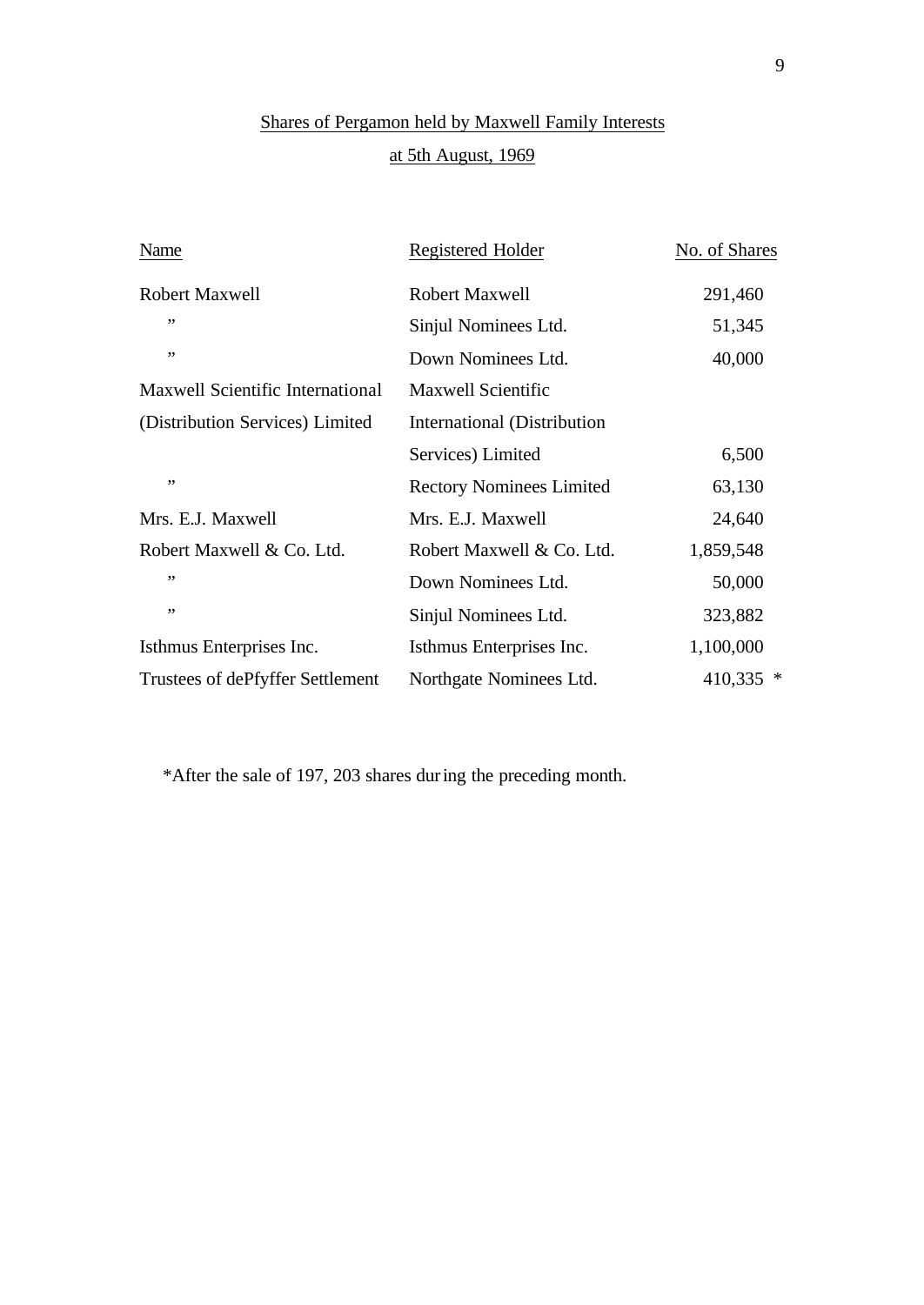## Shares of Pergamon held by Maxwell Family Interests

## at 5th August, 1969

| Name | Registered Holder | No. of Shares |
|---|---|---|
| Robert Maxwell | Robert Maxwell | 291,460 |
| ” | Sinjul Nominees Ltd. | 51,345 |
| ” | Down Nominees Ltd. | 40,000 |
| Maxwell Scientific International (Distribution Services) Limited | Maxwell Scientific International (Distribution Services) Limited | 6,500 |
| ” | Rectory Nominees Limited | 63,130 |
| Mrs. E.J. Maxwell | Mrs. E.J. Maxwell | 24,640 |
| Robert Maxwell & Co. Ltd. | Robert Maxwell & Co. Ltd. | 1,859,548 |
| ” | Down Nominees Ltd. | 50,000 |
| ” | Sinjul Nominees Ltd. | 323,882 |
| Isthmus Enterprises Inc. | Isthmus Enterprises Inc. | 1,100,000 |
| Trustees of dePfyffer Settlement | Northgate Nominees Ltd. | 410,335 * |

*After the sale of 197, 203 shares during the preceding month.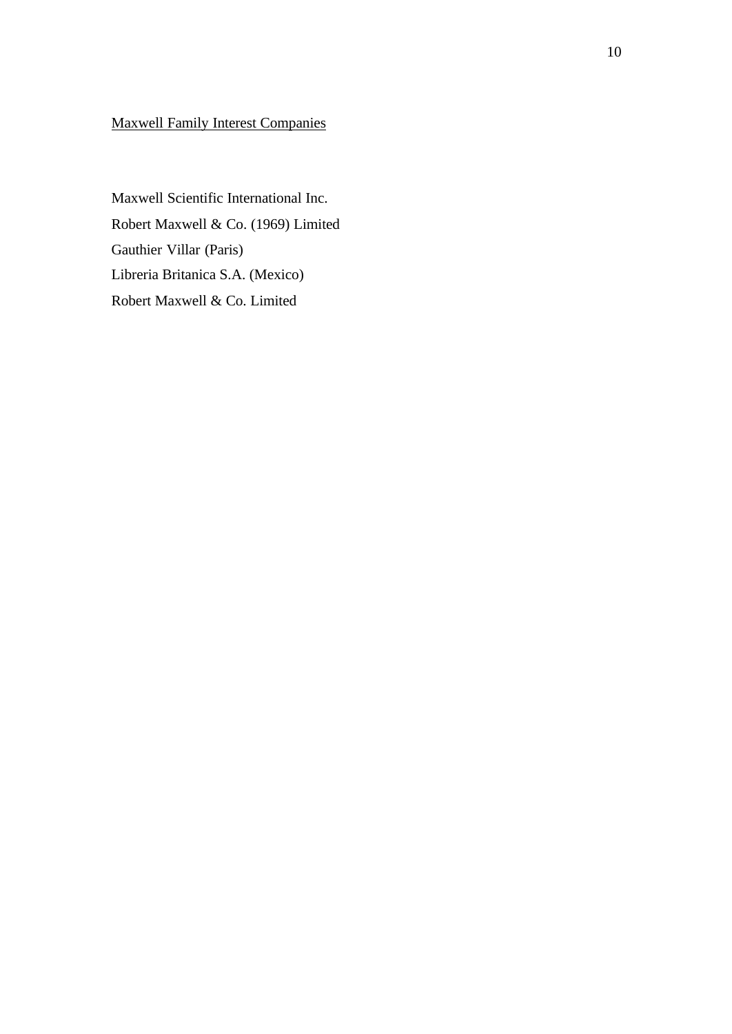<u>Maxwell Family Interest Companies</u>

Maxwell Scientific International Inc.
Robert Maxwell & Co. (1969) Limited
Gauthier Villar (Paris)
Libreria Britanica S.A. (Mexico)
Robert Maxwell & Co. Limited